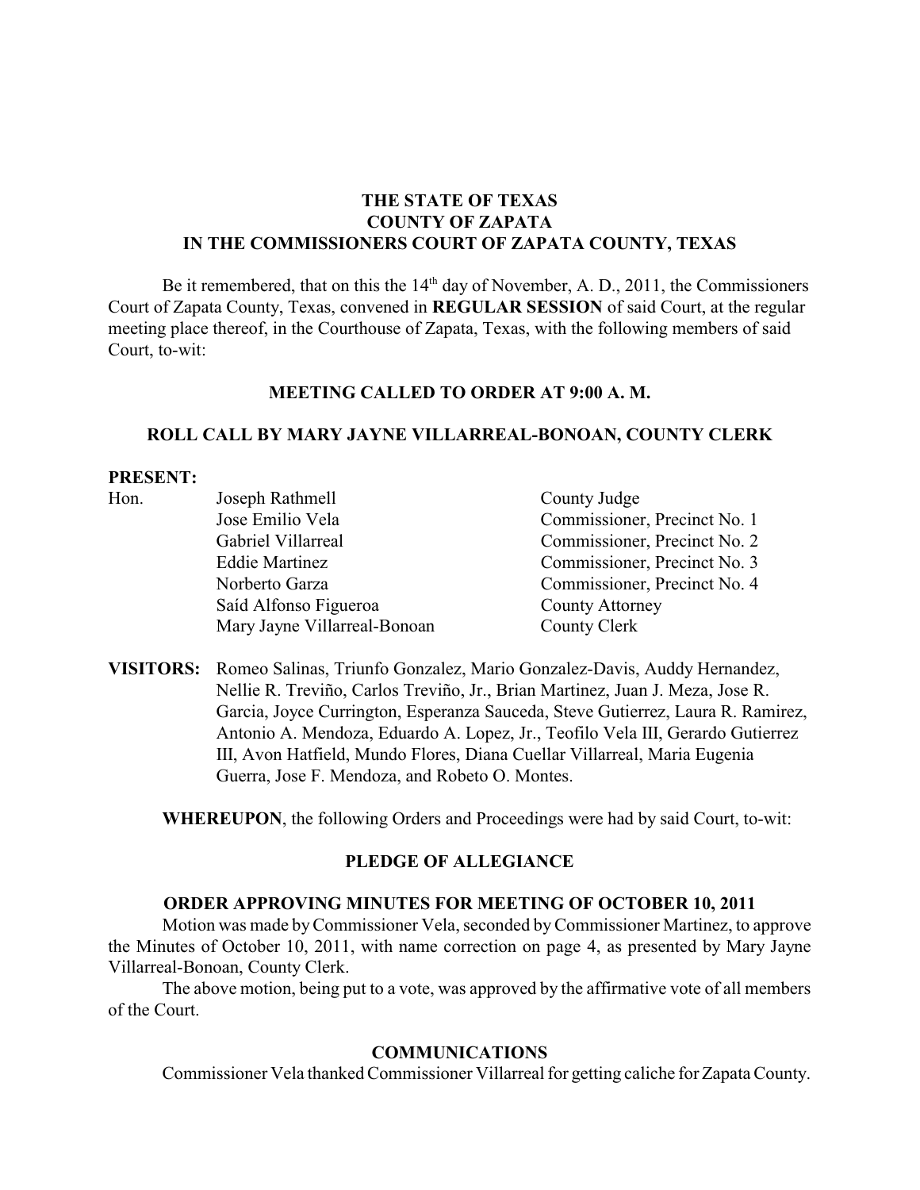**THE STATE OF TEXAS**
**COUNTY OF ZAPATA**
**IN THE COMMISSIONERS COURT OF ZAPATA COUNTY, TEXAS**

Be it remembered, that on this the 14th day of November, A. D., 2011, the Commissioners Court of Zapata County, Texas, convened in **REGULAR SESSION** of said Court, at the regular meeting place thereof, in the Courthouse of Zapata, Texas, with the following members of said Court, to-wit:

**MEETING CALLED TO ORDER AT 9:00 A. M.**

**ROLL CALL BY MARY JAYNE VILLARREAL-BONOAN, COUNTY CLERK**

**PRESENT:**

| | | |
|---|---|---|
| Hon. | Joseph Rathmell | County Judge |
| | Jose Emilio Vela | Commissioner, Precinct No. 1 |
| | Gabriel Villarreal | Commissioner, Precinct No. 2 |
| | Eddie Martinez | Commissioner, Precinct No. 3 |
| | Norberto Garza | Commissioner, Precinct No. 4 |
| | Saíd Alfonso Figueroa | County Attorney |
| | Mary Jayne Villarreal-Bonoan | County Clerk |

**VISITORS:** Romeo Salinas, Triunfo Gonzalez, Mario Gonzalez-Davis, Auddy Hernandez, Nellie R. Treviño, Carlos Treviño, Jr., Brian Martinez, Juan J. Meza, Jose R. Garcia, Joyce Currington, Esperanza Sauceda, Steve Gutierrez, Laura R. Ramirez, Antonio A. Mendoza, Eduardo A. Lopez, Jr., Teofilo Vela III, Gerardo Gutierrez III, Avon Hatfield, Mundo Flores, Diana Cuellar Villarreal, Maria Eugenia Guerra, Jose F. Mendoza, and Robeto O. Montes.

**WHEREUPON**, the following Orders and Proceedings were had by said Court, to-wit:

**PLEDGE OF ALLEGIANCE**

**ORDER APPROVING MINUTES FOR MEETING OF OCTOBER 10, 2011**

Motion was made by Commissioner Vela, seconded by Commissioner Martinez, to approve the Minutes of October 10, 2011, with name correction on page 4, as presented by Mary Jayne Villarreal-Bonoan, County Clerk.

The above motion, being put to a vote, was approved by the affirmative vote of all members of the Court.

**COMMUNICATIONS**

Commissioner Vela thanked Commissioner Villarreal for getting caliche for Zapata County.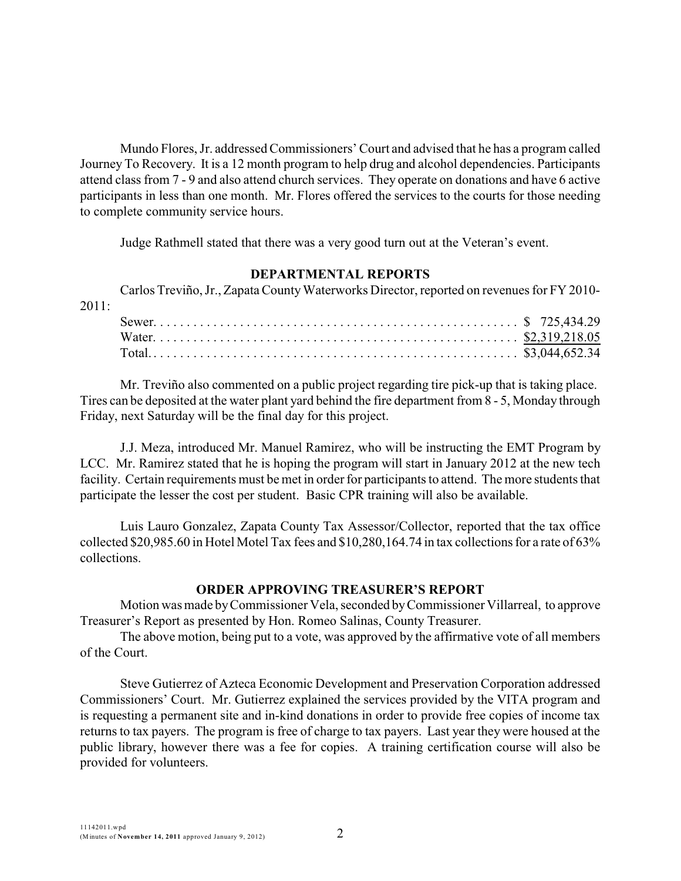Mundo Flores, Jr. addressed Commissioners' Court and advised that he has a program called Journey To Recovery. It is a 12 month program to help drug and alcohol dependencies. Participants attend class from 7 - 9 and also attend church services. They operate on donations and have 6 active participants in less than one month. Mr. Flores offered the services to the courts for those needing to complete community service hours.

Judge Rathmell stated that there was a very good turn out at the Veteran's event.

## DEPARTMENTAL REPORTS

Carlos Treviño, Jr., Zapata County Waterworks Director, reported on revenues for FY 2010-2011:

| | |
|---|---|
| Sewer | $ 725,434.29 |
| Water | $2,319,218.05 |
| Total | $3,044,652.34 |

Mr. Treviño also commented on a public project regarding tire pick-up that is taking place. Tires can be deposited at the water plant yard behind the fire department from 8 - 5, Monday through Friday, next Saturday will be the final day for this project.

J.J. Meza, introduced Mr. Manuel Ramirez, who will be instructing the EMT Program by LCC. Mr. Ramirez stated that he is hoping the program will start in January 2012 at the new tech facility. Certain requirements must be met in order for participants to attend. The more students that participate the lesser the cost per student. Basic CPR training will also be available.

Luis Lauro Gonzalez, Zapata County Tax Assessor/Collector, reported that the tax office collected $20,985.60 in Hotel Motel Tax fees and $10,280,164.74 in tax collections for a rate of 63% collections.

## ORDER APPROVING TREASURER'S REPORT

Motion was made by Commissioner Vela, seconded by Commissioner Villarreal, to approve Treasurer's Report as presented by Hon. Romeo Salinas, County Treasurer.

The above motion, being put to a vote, was approved by the affirmative vote of all members of the Court.

Steve Gutierrez of Azteca Economic Development and Preservation Corporation addressed Commissioners' Court. Mr. Gutierrez explained the services provided by the VITA program and is requesting a permanent site and in-kind donations in order to provide free copies of income tax returns to tax payers. The program is free of charge to tax payers. Last year they were housed at the public library, however there was a fee for copies. A training certification course will also be provided for volunteers.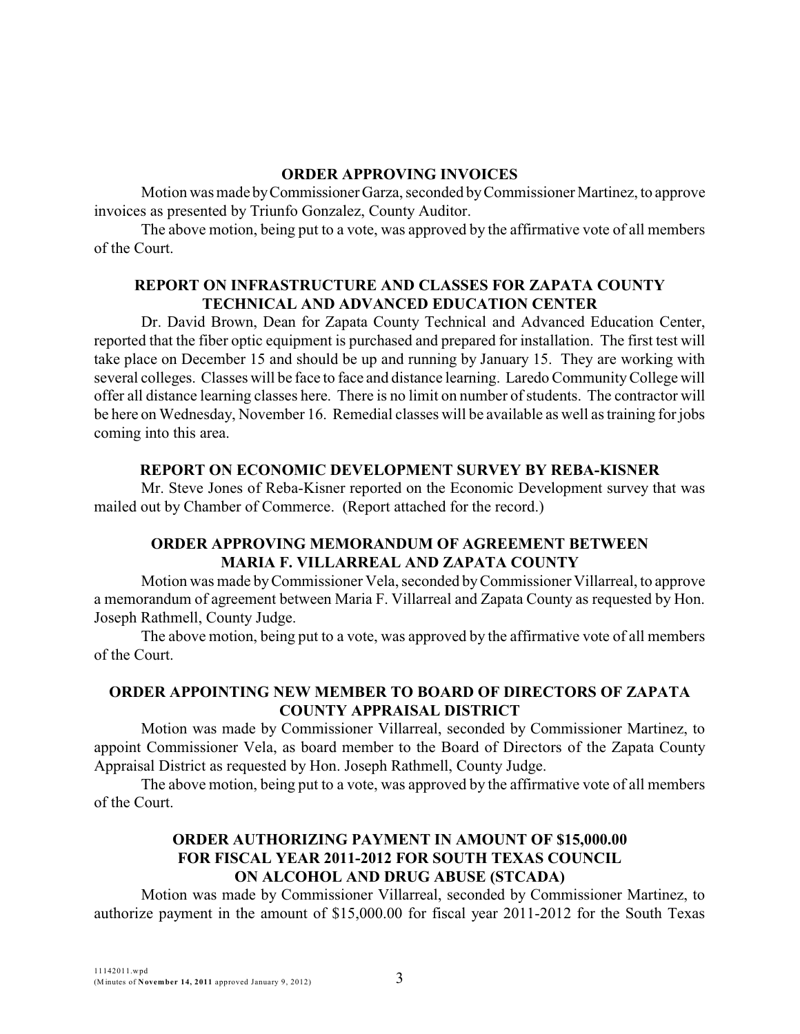### ORDER APPROVING INVOICES

Motion was made by Commissioner Garza, seconded by Commissioner Martinez, to approve invoices as presented by Triunfo Gonzalez, County Auditor.

The above motion, being put to a vote, was approved by the affirmative vote of all members of the Court.

### REPORT ON INFRASTRUCTURE AND CLASSES FOR ZAPATA COUNTY TECHNICAL AND ADVANCED EDUCATION CENTER

Dr. David Brown, Dean for Zapata County Technical and Advanced Education Center, reported that the fiber optic equipment is purchased and prepared for installation. The first test will take place on December 15 and should be up and running by January 15. They are working with several colleges. Classes will be face to face and distance learning. Laredo Community College will offer all distance learning classes here. There is no limit on number of students. The contractor will be here on Wednesday, November 16. Remedial classes will be available as well as training for jobs coming into this area.

### REPORT ON ECONOMIC DEVELOPMENT SURVEY BY REBA-KISNER

Mr. Steve Jones of Reba-Kisner reported on the Economic Development survey that was mailed out by Chamber of Commerce. (Report attached for the record.)

### ORDER APPROVING MEMORANDUM OF AGREEMENT BETWEEN MARIA F. VILLARREAL AND ZAPATA COUNTY

Motion was made by Commissioner Vela, seconded by Commissioner Villarreal, to approve a memorandum of agreement between Maria F. Villarreal and Zapata County as requested by Hon. Joseph Rathmell, County Judge.

The above motion, being put to a vote, was approved by the affirmative vote of all members of the Court.

### ORDER APPOINTING NEW MEMBER TO BOARD OF DIRECTORS OF ZAPATA COUNTY APPRAISAL DISTRICT

Motion was made by Commissioner Villarreal, seconded by Commissioner Martinez, to appoint Commissioner Vela, as board member to the Board of Directors of the Zapata County Appraisal District as requested by Hon. Joseph Rathmell, County Judge.

The above motion, being put to a vote, was approved by the affirmative vote of all members of the Court.

### ORDER AUTHORIZING PAYMENT IN AMOUNT OF $15,000.00 FOR FISCAL YEAR 2011-2012 FOR SOUTH TEXAS COUNCIL ON ALCOHOL AND DRUG ABUSE (STCADA)

Motion was made by Commissioner Villarreal, seconded by Commissioner Martinez, to authorize payment in the amount of $15,000.00 for fiscal year 2011-2012 for the South Texas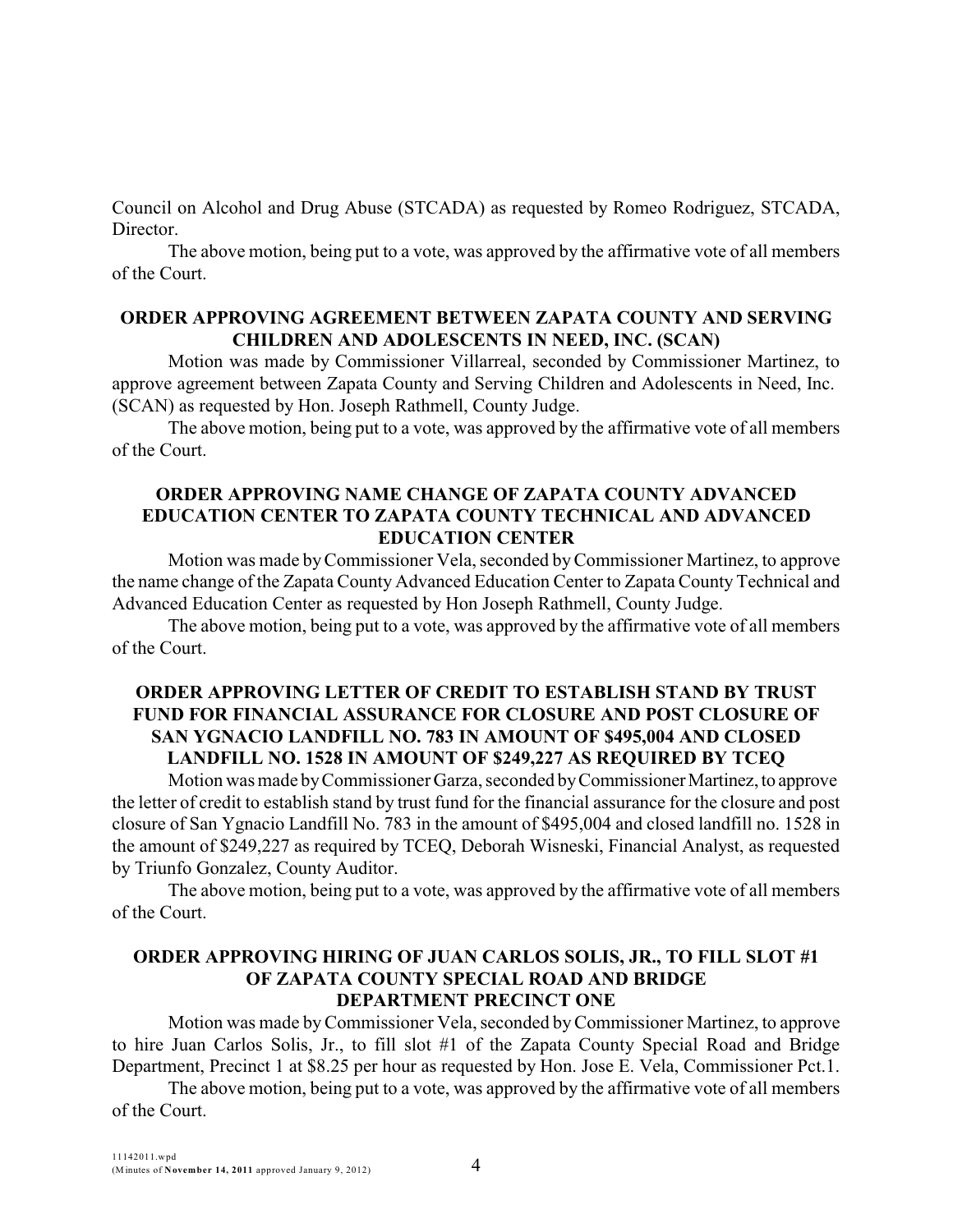Council on Alcohol and Drug Abuse (STCADA) as requested by Romeo Rodriguez, STCADA, Director.

The above motion, being put to a vote, was approved by the affirmative vote of all members of the Court.

**ORDER APPROVING AGREEMENT BETWEEN ZAPATA COUNTY AND SERVING CHILDREN AND ADOLESCENTS IN NEED, INC. (SCAN)**

Motion was made by Commissioner Villarreal, seconded by Commissioner Martinez, to approve agreement between Zapata County and Serving Children and Adolescents in Need, Inc. (SCAN) as requested by Hon. Joseph Rathmell, County Judge.

The above motion, being put to a vote, was approved by the affirmative vote of all members of the Court.

**ORDER APPROVING NAME CHANGE OF ZAPATA COUNTY ADVANCED EDUCATION CENTER TO ZAPATA COUNTY TECHNICAL AND ADVANCED EDUCATION CENTER**

Motion was made by Commissioner Vela, seconded by Commissioner Martinez, to approve the name change of the Zapata County Advanced Education Center to Zapata County Technical and Advanced Education Center as requested by Hon Joseph Rathmell, County Judge.

The above motion, being put to a vote, was approved by the affirmative vote of all members of the Court.

**ORDER APPROVING LETTER OF CREDIT TO ESTABLISH STAND BY TRUST FUND FOR FINANCIAL ASSURANCE FOR CLOSURE AND POST CLOSURE OF SAN YGNACIO LANDFILL NO. 783 IN AMOUNT OF $495,004 AND CLOSED LANDFILL NO. 1528 IN AMOUNT OF $249,227 AS REQUIRED BY TCEQ**

Motion was made by Commissioner Garza, seconded by Commissioner Martinez, to approve the letter of credit to establish stand by trust fund for the financial assurance for the closure and post closure of San Ygnacio Landfill No. 783 in the amount of $495,004 and closed landfill no. 1528 in the amount of $249,227 as required by TCEQ, Deborah Wisneski, Financial Analyst, as requested by Triunfo Gonzalez, County Auditor.

The above motion, being put to a vote, was approved by the affirmative vote of all members of the Court.

**ORDER APPROVING HIRING OF JUAN CARLOS SOLIS, JR., TO FILL SLOT #1 OF ZAPATA COUNTY SPECIAL ROAD AND BRIDGE DEPARTMENT PRECINCT ONE**

Motion was made by Commissioner Vela, seconded by Commissioner Martinez, to approve to hire Juan Carlos Solis, Jr., to fill slot #1 of the Zapata County Special Road and Bridge Department, Precinct 1 at $8.25 per hour as requested by Hon. Jose E. Vela, Commissioner Pct.1.

The above motion, being put to a vote, was approved by the affirmative vote of all members of the Court.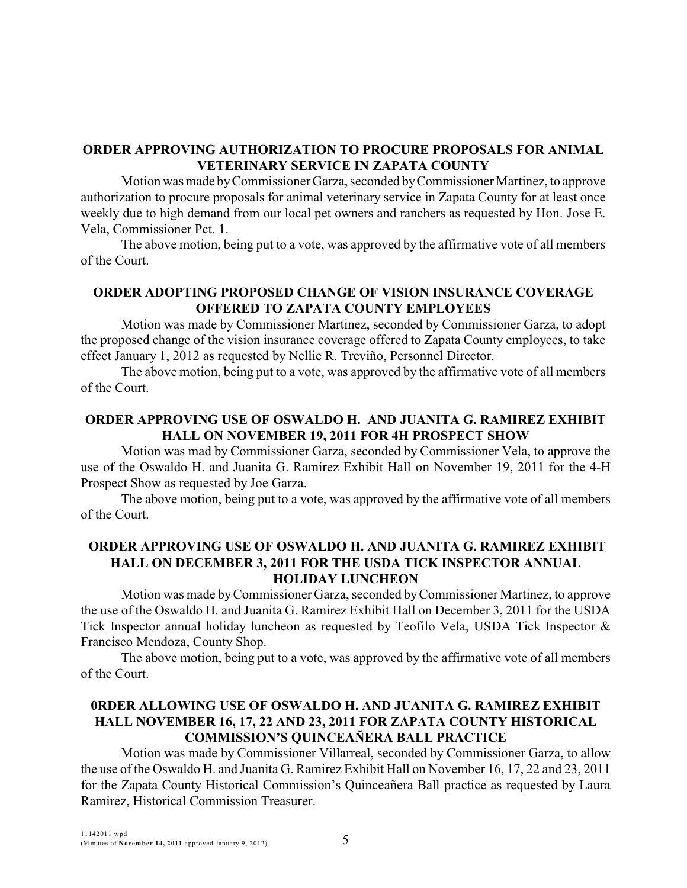**ORDER APPROVING AUTHORIZATION TO PROCURE PROPOSALS FOR ANIMAL VETERINARY SERVICE IN ZAPATA COUNTY**

Motion was made by Commissioner Garza, seconded by Commissioner Martinez, to approve authorization to procure proposals for animal veterinary service in Zapata County for at least once weekly due to high demand from our local pet owners and ranchers as requested by Hon. Jose E. Vela, Commissioner Pct. 1.

The above motion, being put to a vote, was approved by the affirmative vote of all members of the Court.

**ORDER ADOPTING PROPOSED CHANGE OF VISION INSURANCE COVERAGE OFFERED TO ZAPATA COUNTY EMPLOYEES**

Motion was made by Commissioner Martinez, seconded by Commissioner Garza, to adopt the proposed change of the vision insurance coverage offered to Zapata County employees, to take effect January 1, 2012 as requested by Nellie R. Treviño, Personnel Director.

The above motion, being put to a vote, was approved by the affirmative vote of all members of the Court.

**ORDER APPROVING USE OF OSWALDO H. AND JUANITA G. RAMIREZ EXHIBIT HALL ON NOVEMBER 19, 2011 FOR 4H PROSPECT SHOW**

Motion was mad by Commissioner Garza, seconded by Commissioner Vela, to approve the use of the Oswaldo H. and Juanita G. Ramirez Exhibit Hall on November 19, 2011 for the 4-H Prospect Show as requested by Joe Garza.

The above motion, being put to a vote, was approved by the affirmative vote of all members of the Court.

**ORDER APPROVING USE OF OSWALDO H. AND JUANITA G. RAMIREZ EXHIBIT HALL ON DECEMBER 3, 2011 FOR THE USDA TICK INSPECTOR ANNUAL HOLIDAY LUNCHEON**

Motion was made by Commissioner Garza, seconded by Commissioner Martinez, to approve the use of the Oswaldo H. and Juanita G. Ramirez Exhibit Hall on December 3, 2011 for the USDA Tick Inspector annual holiday luncheon as requested by Teofilo Vela, USDA Tick Inspector & Francisco Mendoza, County Shop.

The above motion, being put to a vote, was approved by the affirmative vote of all members of the Court.

**0RDER ALLOWING USE OF OSWALDO H. AND JUANITA G. RAMIREZ EXHIBIT HALL NOVEMBER 16, 17, 22 AND 23, 2011 FOR ZAPATA COUNTY HISTORICAL COMMISSION'S QUINCEAÑERA BALL PRACTICE**

Motion was made by Commissioner Villarreal, seconded by Commissioner Garza, to allow the use of the Oswaldo H. and Juanita G. Ramirez Exhibit Hall on November 16, 17, 22 and 23, 2011 for the Zapata County Historical Commission's Quinceañera Ball practice as requested by Laura Ramirez, Historical Commission Treasurer.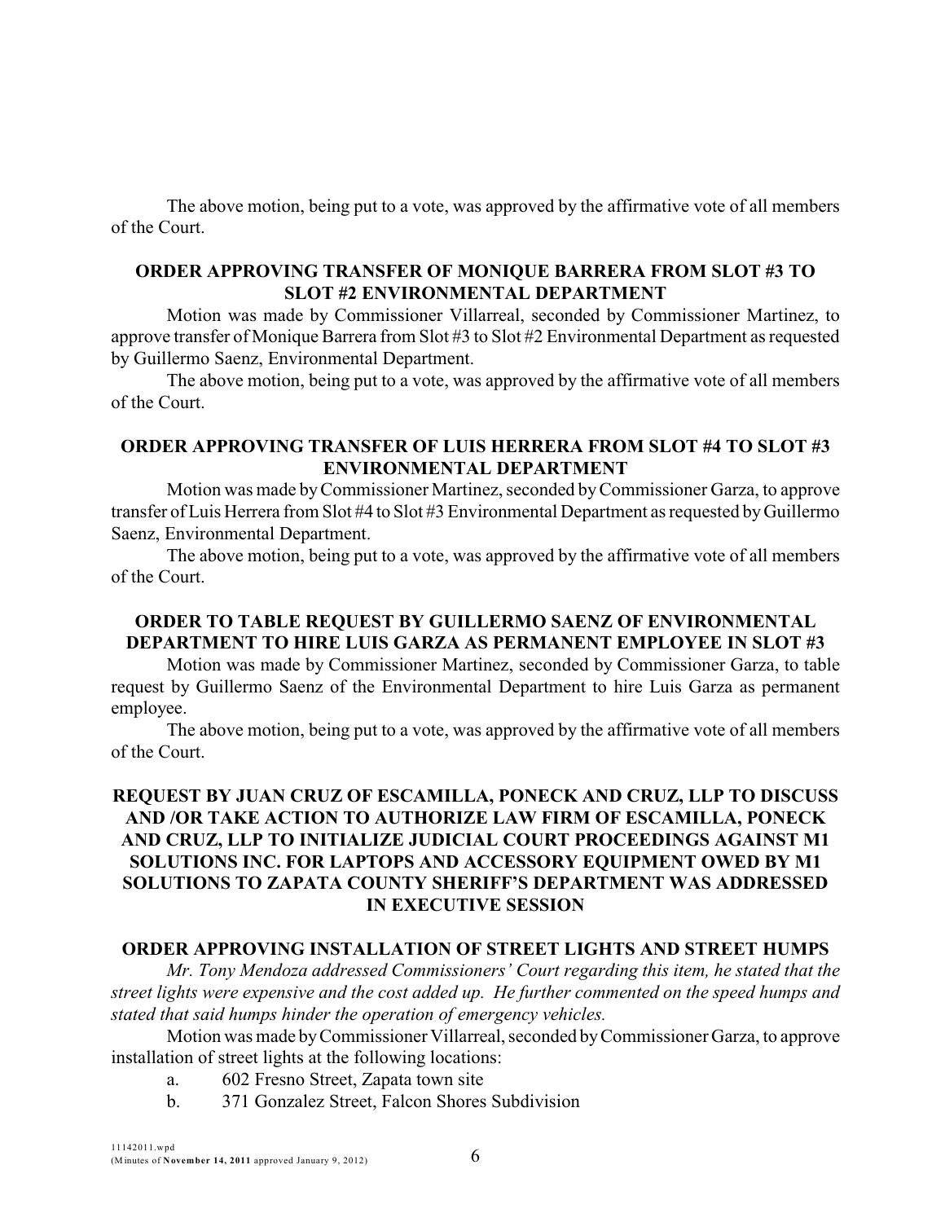The above motion, being put to a vote, was approved by the affirmative vote of all members of the Court.

**ORDER APPROVING TRANSFER OF MONIQUE BARRERA FROM SLOT #3 TO SLOT #2 ENVIRONMENTAL DEPARTMENT**

Motion was made by Commissioner Villarreal, seconded by Commissioner Martinez, to approve transfer of Monique Barrera from Slot #3 to Slot #2 Environmental Department as requested by Guillermo Saenz, Environmental Department.

The above motion, being put to a vote, was approved by the affirmative vote of all members of the Court.

**ORDER APPROVING TRANSFER OF LUIS HERRERA FROM SLOT #4 TO SLOT #3 ENVIRONMENTAL DEPARTMENT**

Motion was made by Commissioner Martinez, seconded by Commissioner Garza, to approve transfer of Luis Herrera from Slot #4 to Slot #3 Environmental Department as requested by Guillermo Saenz, Environmental Department.

The above motion, being put to a vote, was approved by the affirmative vote of all members of the Court.

**ORDER TO TABLE REQUEST BY GUILLERMO SAENZ OF ENVIRONMENTAL DEPARTMENT TO HIRE LUIS GARZA AS PERMANENT EMPLOYEE IN SLOT #3**

Motion was made by Commissioner Martinez, seconded by Commissioner Garza, to table request by Guillermo Saenz of the Environmental Department to hire Luis Garza as permanent employee.

The above motion, being put to a vote, was approved by the affirmative vote of all members of the Court.

**REQUEST BY JUAN CRUZ OF ESCAMILLA, PONECK AND CRUZ, LLP TO DISCUSS AND /OR TAKE ACTION TO AUTHORIZE LAW FIRM OF ESCAMILLA, PONECK AND CRUZ, LLP TO INITIALIZE JUDICIAL COURT PROCEEDINGS AGAINST M1 SOLUTIONS INC. FOR LAPTOPS AND ACCESSORY EQUIPMENT OWED BY M1 SOLUTIONS TO ZAPATA COUNTY SHERIFF'S DEPARTMENT WAS ADDRESSED IN EXECUTIVE SESSION**

**ORDER APPROVING INSTALLATION OF STREET LIGHTS AND STREET HUMPS**

*Mr. Tony Mendoza addressed Commissioners' Court regarding this item, he stated that the street lights were expensive and the cost added up. He further commented on the speed humps and stated that said humps hinder the operation of emergency vehicles.*

Motion was made by Commissioner Villarreal, seconded by Commissioner Garza, to approve installation of street lights at the following locations:

a. 602 Fresno Street, Zapata town site

b. 371 Gonzalez Street, Falcon Shores Subdivision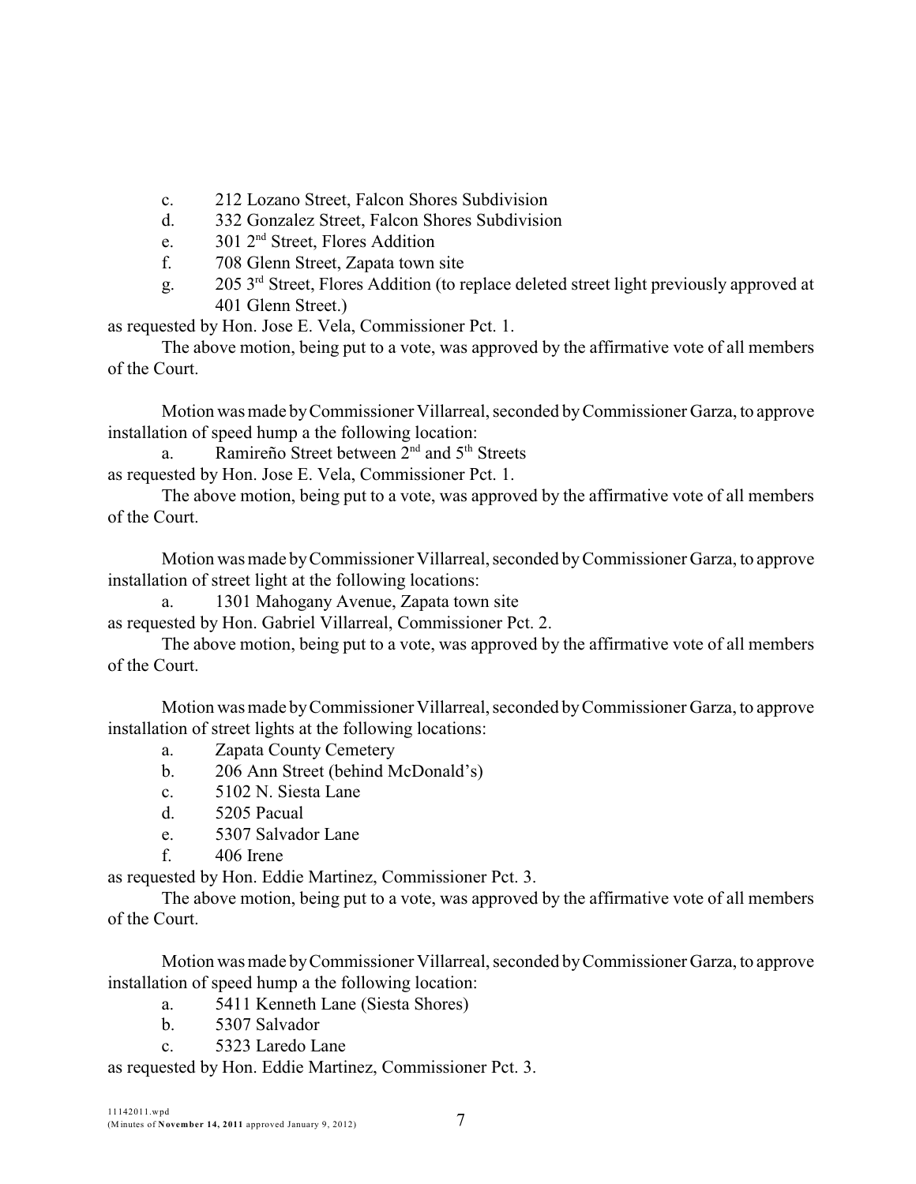c. 212 Lozano Street, Falcon Shores Subdivision
d. 332 Gonzalez Street, Falcon Shores Subdivision
e. 301 2nd Street, Flores Addition
f. 708 Glenn Street, Zapata town site
g. 205 3rd Street, Flores Addition (to replace deleted street light previously approved at 401 Glenn Street.)

as requested by Hon. Jose E. Vela, Commissioner Pct. 1.

The above motion, being put to a vote, was approved by the affirmative vote of all members of the Court.

Motion was made by Commissioner Villarreal, seconded by Commissioner Garza, to approve installation of speed hump a the following location:

a. Ramireño Street between 2nd and 5th Streets

as requested by Hon. Jose E. Vela, Commissioner Pct. 1.

The above motion, being put to a vote, was approved by the affirmative vote of all members of the Court.

Motion was made by Commissioner Villarreal, seconded by Commissioner Garza, to approve installation of street light at the following locations:

a. 1301 Mahogany Avenue, Zapata town site

as requested by Hon. Gabriel Villarreal, Commissioner Pct. 2.

The above motion, being put to a vote, was approved by the affirmative vote of all members of the Court.

Motion was made by Commissioner Villarreal, seconded by Commissioner Garza, to approve installation of street lights at the following locations:

a. Zapata County Cemetery
b. 206 Ann Street (behind McDonald's)
c. 5102 N. Siesta Lane
d. 5205 Pacual
e. 5307 Salvador Lane
f. 406 Irene

as requested by Hon. Eddie Martinez, Commissioner Pct. 3.

The above motion, being put to a vote, was approved by the affirmative vote of all members of the Court.

Motion was made by Commissioner Villarreal, seconded by Commissioner Garza, to approve installation of speed hump a the following location:

a. 5411 Kenneth Lane (Siesta Shores)
b. 5307 Salvador
c. 5323 Laredo Lane

as requested by Hon. Eddie Martinez, Commissioner Pct. 3.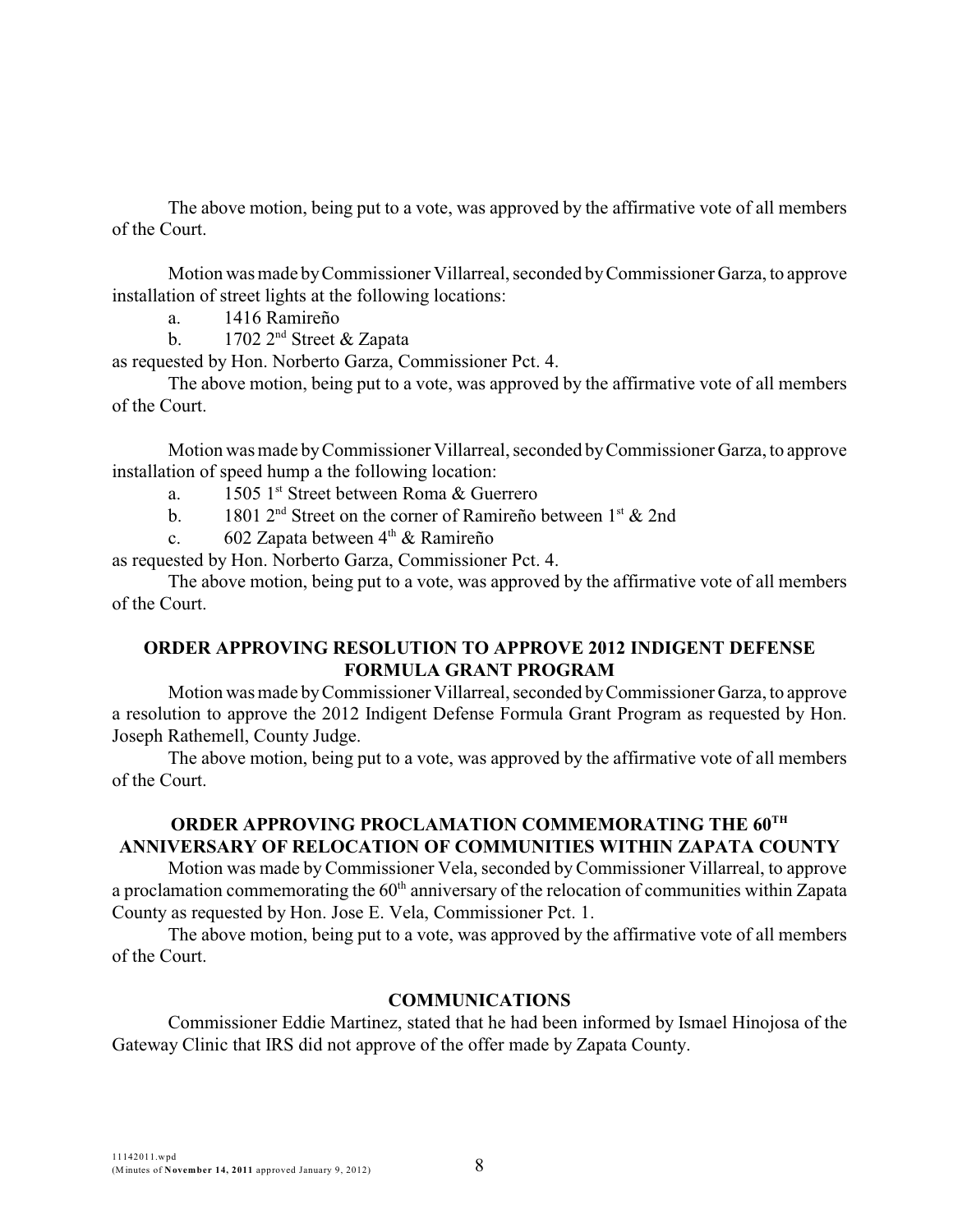The above motion, being put to a vote, was approved by the affirmative vote of all members of the Court.

Motion was made by Commissioner Villarreal, seconded by Commissioner Garza, to approve installation of street lights at the following locations:

a. 1416 Ramireño
b. 1702 2nd Street & Zapata

as requested by Hon. Norberto Garza, Commissioner Pct. 4.

The above motion, being put to a vote, was approved by the affirmative vote of all members of the Court.

Motion was made by Commissioner Villarreal, seconded by Commissioner Garza, to approve installation of speed hump a the following location:

a. 1505 1st Street between Roma & Guerrero
b. 1801 2nd Street on the corner of Ramireño between 1st & 2nd
c. 602 Zapata between 4th & Ramireño

as requested by Hon. Norberto Garza, Commissioner Pct. 4.

The above motion, being put to a vote, was approved by the affirmative vote of all members of the Court.

## ORDER APPROVING RESOLUTION TO APPROVE 2012 INDIGENT DEFENSE FORMULA GRANT PROGRAM

Motion was made by Commissioner Villarreal, seconded by Commissioner Garza, to approve a resolution to approve the 2012 Indigent Defense Formula Grant Program as requested by Hon. Joseph Rathemell, County Judge.

The above motion, being put to a vote, was approved by the affirmative vote of all members of the Court.

## ORDER APPROVING PROCLAMATION COMMEMORATING THE 60TH ANNIVERSARY OF RELOCATION OF COMMUNITIES WITHIN ZAPATA COUNTY

Motion was made by Commissioner Vela, seconded by Commissioner Villarreal, to approve a proclamation commemorating the 60th anniversary of the relocation of communities within Zapata County as requested by Hon. Jose E. Vela, Commissioner Pct. 1.

The above motion, being put to a vote, was approved by the affirmative vote of all members of the Court.

## COMMUNICATIONS

Commissioner Eddie Martinez, stated that he had been informed by Ismael Hinojosa of the Gateway Clinic that IRS did not approve of the offer made by Zapata County.

11142011.wpd
(Minutes of **November 14, 2011** approved January 9, 2012)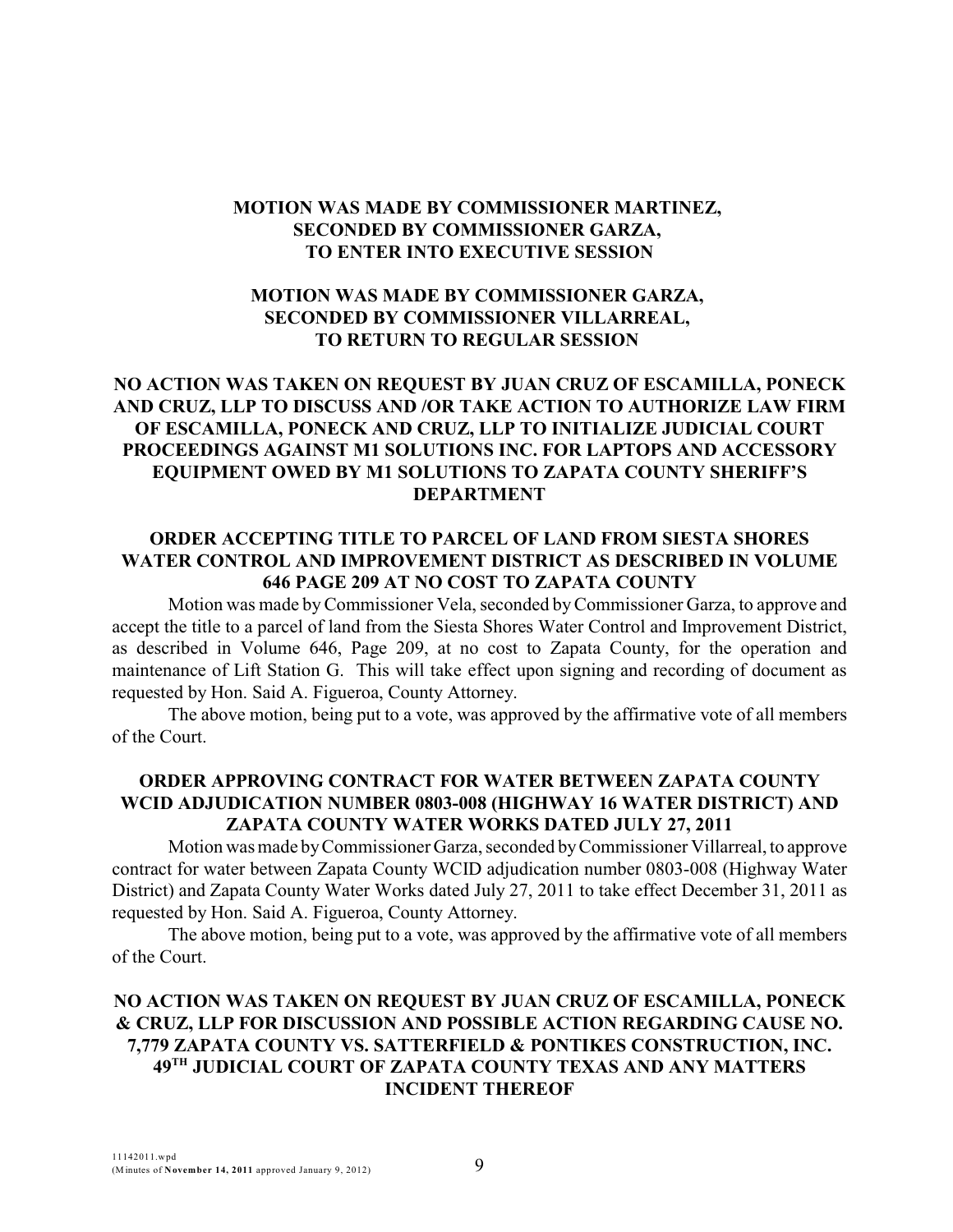**MOTION WAS MADE BY COMMISSIONER MARTINEZ, SECONDED BY COMMISSIONER GARZA, TO ENTER INTO EXECUTIVE SESSION**

**MOTION WAS MADE BY COMMISSIONER GARZA, SECONDED BY COMMISSIONER VILLARREAL, TO RETURN TO REGULAR SESSION**

**NO ACTION WAS TAKEN ON REQUEST BY JUAN CRUZ OF ESCAMILLA, PONECK AND CRUZ, LLP TO DISCUSS AND /OR TAKE ACTION TO AUTHORIZE LAW FIRM OF ESCAMILLA, PONECK AND CRUZ, LLP TO INITIALIZE JUDICIAL COURT PROCEEDINGS AGAINST M1 SOLUTIONS INC. FOR LAPTOPS AND ACCESSORY EQUIPMENT OWED BY M1 SOLUTIONS TO ZAPATA COUNTY SHERIFF'S DEPARTMENT**

**ORDER ACCEPTING TITLE TO PARCEL OF LAND FROM SIESTA SHORES WATER CONTROL AND IMPROVEMENT DISTRICT AS DESCRIBED IN VOLUME 646 PAGE 209 AT NO COST TO ZAPATA COUNTY**

Motion was made by Commissioner Vela, seconded by Commissioner Garza, to approve and accept the title to a parcel of land from the Siesta Shores Water Control and Improvement District, as described in Volume 646, Page 209, at no cost to Zapata County, for the operation and maintenance of Lift Station G. This will take effect upon signing and recording of document as requested by Hon. Said A. Figueroa, County Attorney.

The above motion, being put to a vote, was approved by the affirmative vote of all members of the Court.

**ORDER APPROVING CONTRACT FOR WATER BETWEEN ZAPATA COUNTY WCID ADJUDICATION NUMBER 0803-008 (HIGHWAY 16 WATER DISTRICT) AND ZAPATA COUNTY WATER WORKS DATED JULY 27, 2011**

Motion was made by Commissioner Garza, seconded by Commissioner Villarreal, to approve contract for water between Zapata County WCID adjudication number 0803-008 (Highway Water District) and Zapata County Water Works dated July 27, 2011 to take effect December 31, 2011 as requested by Hon. Said A. Figueroa, County Attorney.

The above motion, being put to a vote, was approved by the affirmative vote of all members of the Court.

**NO ACTION WAS TAKEN ON REQUEST BY JUAN CRUZ OF ESCAMILLA, PONECK & CRUZ, LLP FOR DISCUSSION AND POSSIBLE ACTION REGARDING CAUSE NO. 7,779 ZAPATA COUNTY VS. SATTERFIELD & PONTIKES CONSTRUCTION, INC. 49TH JUDICIAL COURT OF ZAPATA COUNTY TEXAS AND ANY MATTERS INCIDENT THEREOF**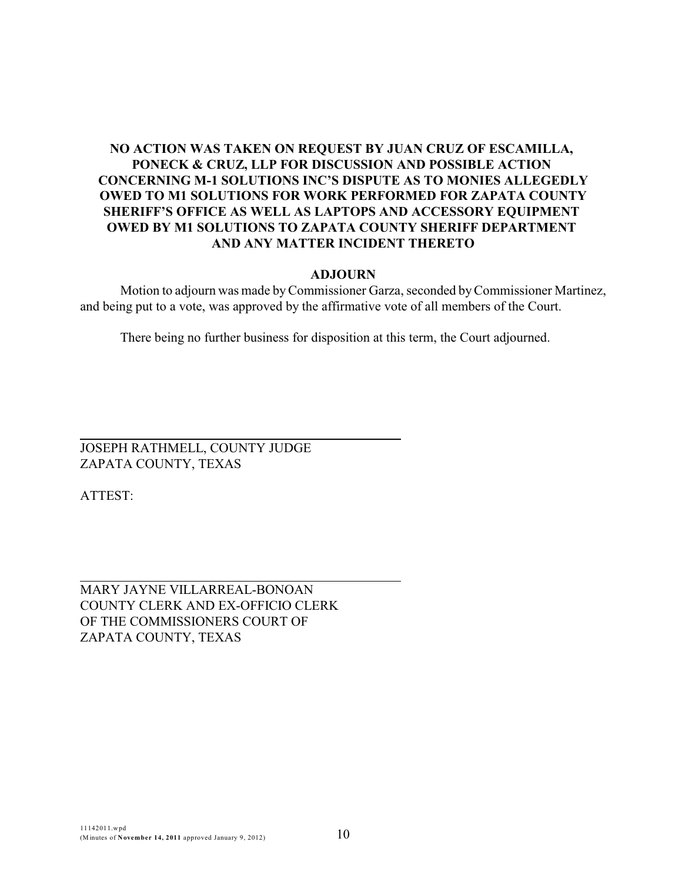**NO ACTION WAS TAKEN ON REQUEST BY JUAN CRUZ OF ESCAMILLA, PONECK & CRUZ, LLP FOR DISCUSSION AND POSSIBLE ACTION CONCERNING M-1 SOLUTIONS INC'S DISPUTE AS TO MONIES ALLEGEDLY OWED TO M1 SOLUTIONS FOR WORK PERFORMED FOR ZAPATA COUNTY SHERIFF'S OFFICE AS WELL AS LAPTOPS AND ACCESSORY EQUIPMENT OWED BY M1 SOLUTIONS TO ZAPATA COUNTY SHERIFF DEPARTMENT AND ANY MATTER INCIDENT THERETO**

**ADJOURN**

Motion to adjourn was made by Commissioner Garza, seconded by Commissioner Martinez, and being put to a vote, was approved by the affirmative vote of all members of the Court.

There being no further business for disposition at this term, the Court adjourned.

JOSEPH RATHMELL, COUNTY JUDGE
ZAPATA COUNTY, TEXAS

ATTEST:

MARY JAYNE VILLARREAL-BONOAN
COUNTY CLERK AND EX-OFFICIO CLERK
OF THE COMMISSIONERS COURT OF
ZAPATA COUNTY, TEXAS

11142011.wpd
(Minutes of **November 14, 2011** approved January 9, 2012)